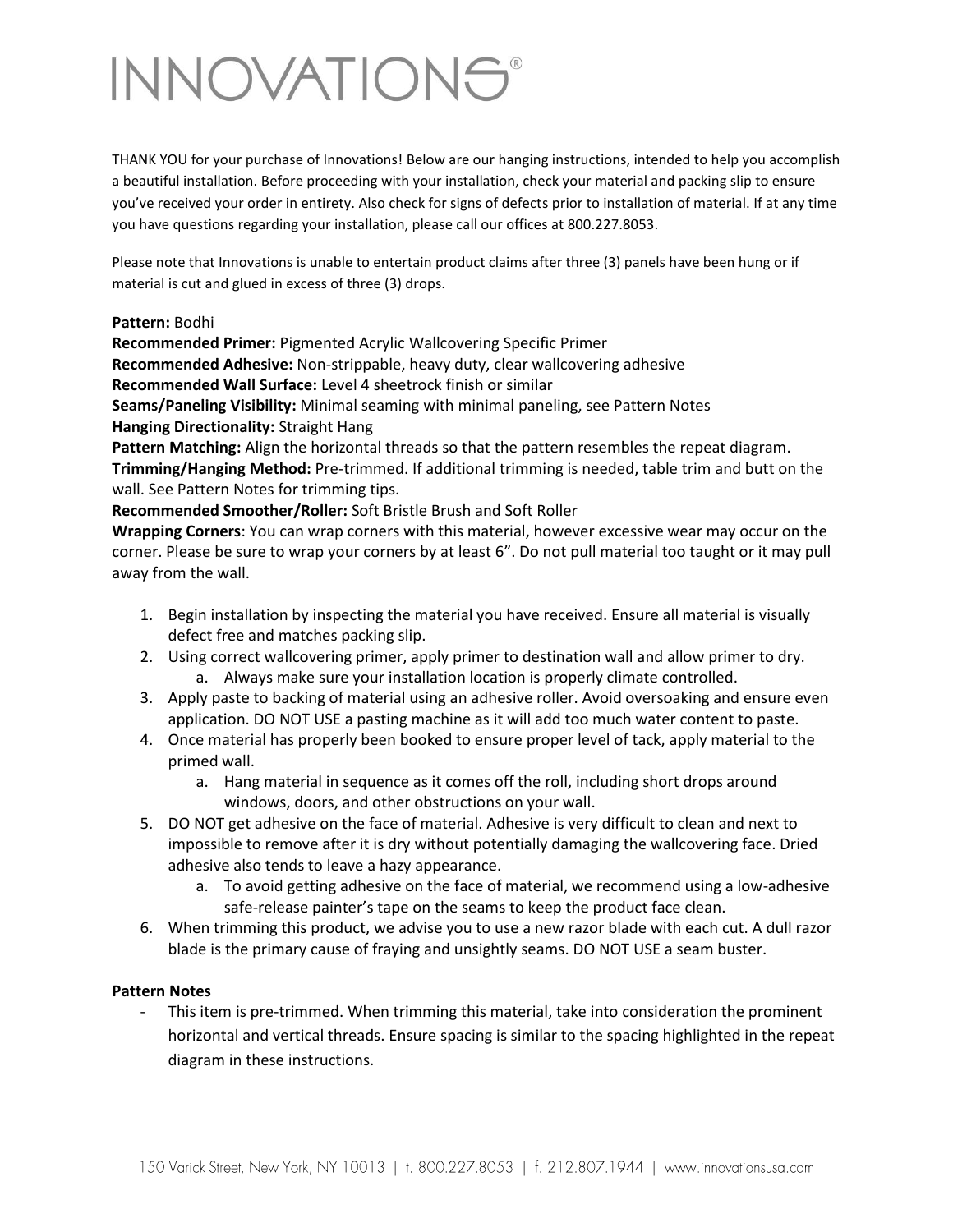# INNOVATIONS®

THANK YOU for your purchase of Innovations! Below are our hanging instructions, intended to help you accomplish a beautiful installation. Before proceeding with your installation, check your material and packing slip to ensure you've received your order in entirety. Also check for signs of defects prior to installation of material. If at any time you have questions regarding your installation, please call our offices at 800.227.8053.

Please note that Innovations is unable to entertain product claims after three (3) panels have been hung or if material is cut and glued in excess of three (3) drops.

**Pattern:** Bodhi
**Recommended Primer:** Pigmented Acrylic Wallcovering Specific Primer
**Recommended Adhesive:** Non-strippable, heavy duty, clear wallcovering adhesive
**Recommended Wall Surface:** Level 4 sheetrock finish or similar
**Seams/Paneling Visibility:** Minimal seaming with minimal paneling, see Pattern Notes
**Hanging Directionality:** Straight Hang
**Pattern Matching:** Align the horizontal threads so that the pattern resembles the repeat diagram.
**Trimming/Hanging Method:** Pre-trimmed. If additional trimming is needed, table trim and butt on the wall. See Pattern Notes for trimming tips.
**Recommended Smoother/Roller:** Soft Bristle Brush and Soft Roller
**Wrapping Corners**: You can wrap corners with this material, however excessive wear may occur on the corner. Please be sure to wrap your corners by at least 6". Do not pull material too taught or it may pull away from the wall.

1. Begin installation by inspecting the material you have received. Ensure all material is visually defect free and matches packing slip.
2. Using correct wallcovering primer, apply primer to destination wall and allow primer to dry.
   a. Always make sure your installation location is properly climate controlled.
3. Apply paste to backing of material using an adhesive roller. Avoid oversoaking and ensure even application. DO NOT USE a pasting machine as it will add too much water content to paste.
4. Once material has properly been booked to ensure proper level of tack, apply material to the primed wall.
   a. Hang material in sequence as it comes off the roll, including short drops around windows, doors, and other obstructions on your wall.
5. DO NOT get adhesive on the face of material. Adhesive is very difficult to clean and next to impossible to remove after it is dry without potentially damaging the wallcovering face. Dried adhesive also tends to leave a hazy appearance.
   a. To avoid getting adhesive on the face of material, we recommend using a low-adhesive safe-release painter's tape on the seams to keep the product face clean.
6. When trimming this product, we advise you to use a new razor blade with each cut. A dull razor blade is the primary cause of fraying and unsightly seams. DO NOT USE a seam buster.

**Pattern Notes**

- This item is pre-trimmed. When trimming this material, take into consideration the prominent horizontal and vertical threads. Ensure spacing is similar to the spacing highlighted in the repeat diagram in these instructions.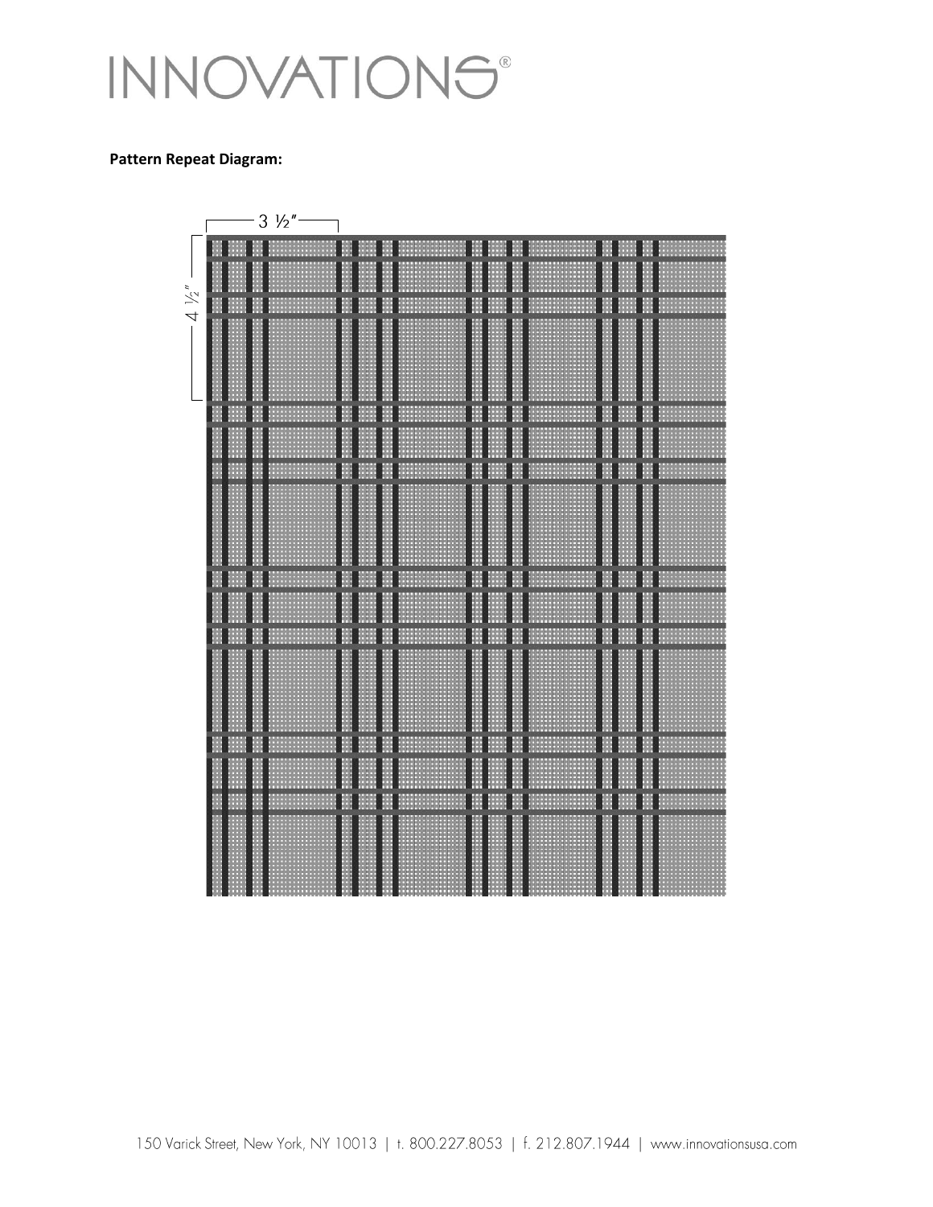**Pattern Repeat Diagram:**

3 ½"

4 ½"